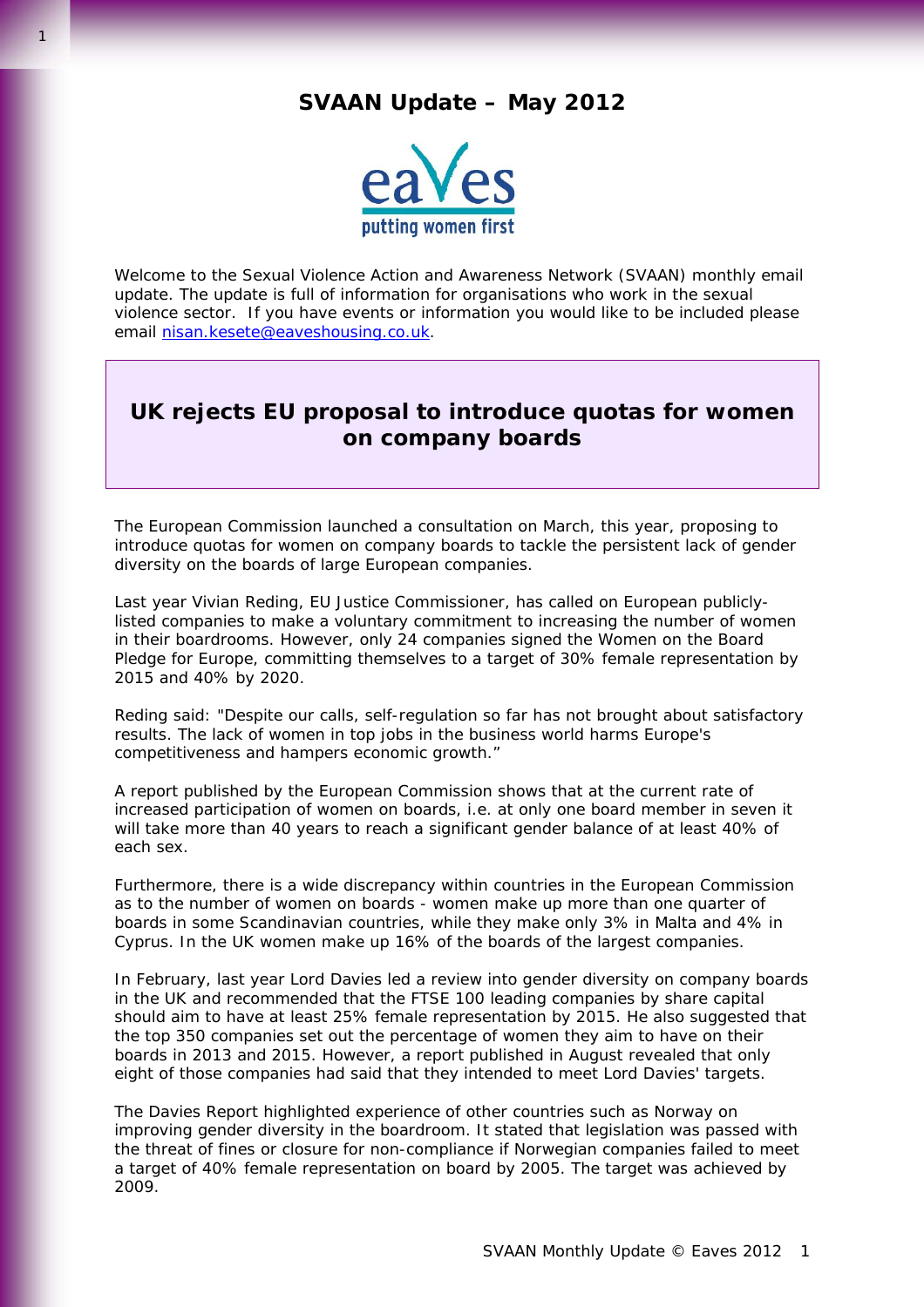# SVAAN Update – May 2012

eaVes putting women first

Welcome to the Sexual Violence Action and Awareness Network (SVAAN) monthly email update. The update is full of information for organisations who work in the sexual violence sector. If you have events or information you would like to be included please email nisan.kesete@eaveshousing.co.uk.

## UK rejects EU proposal to introduce quotas for women on company boards

The European Commission launched a consultation on March, this year, proposing to introduce quotas for women on company boards to tackle the persistent lack of gender diversity on the boards of large European companies.

Last year Vivian Reding, EU Justice Commissioner, has called on European publicly-listed companies to make a voluntary commitment to increasing the number of women in their boardrooms. However, only 24 companies signed the Women on the Board Pledge for Europe, committing themselves to a target of 30% female representation by 2015 and 40% by 2020.

Reding said: "Despite our calls, self-regulation so far has not brought about satisfactory results. The lack of women in top jobs in the business world harms Europe's competitiveness and hampers economic growth."

A report published by the European Commission shows that at the current rate of increased participation of women on boards, i.e. at only one board member in seven it will take more than 40 years to reach a significant gender balance of at least 40% of each sex.

Furthermore, there is a wide discrepancy within countries in the European Commission as to the number of women on boards - women make up more than one quarter of boards in some Scandinavian countries, while they make only 3% in Malta and 4% in Cyprus. In the UK women make up 16% of the boards of the largest companies.

In February, last year Lord Davies led a review into gender diversity on company boards in the UK and recommended that the FTSE 100 leading companies by share capital should aim to have at least 25% female representation by 2015. He also suggested that the top 350 companies set out the percentage of women they aim to have on their boards in 2013 and 2015. However, a report published in August revealed that only eight of those companies had said that they intended to meet Lord Davies' targets.

The Davies Report highlighted experience of other countries such as Norway on improving gender diversity in the boardroom. It stated that legislation was passed with the threat of fines or closure for non-compliance if Norwegian companies failed to meet a target of 40% female representation on board by 2005. The target was achieved by 2009.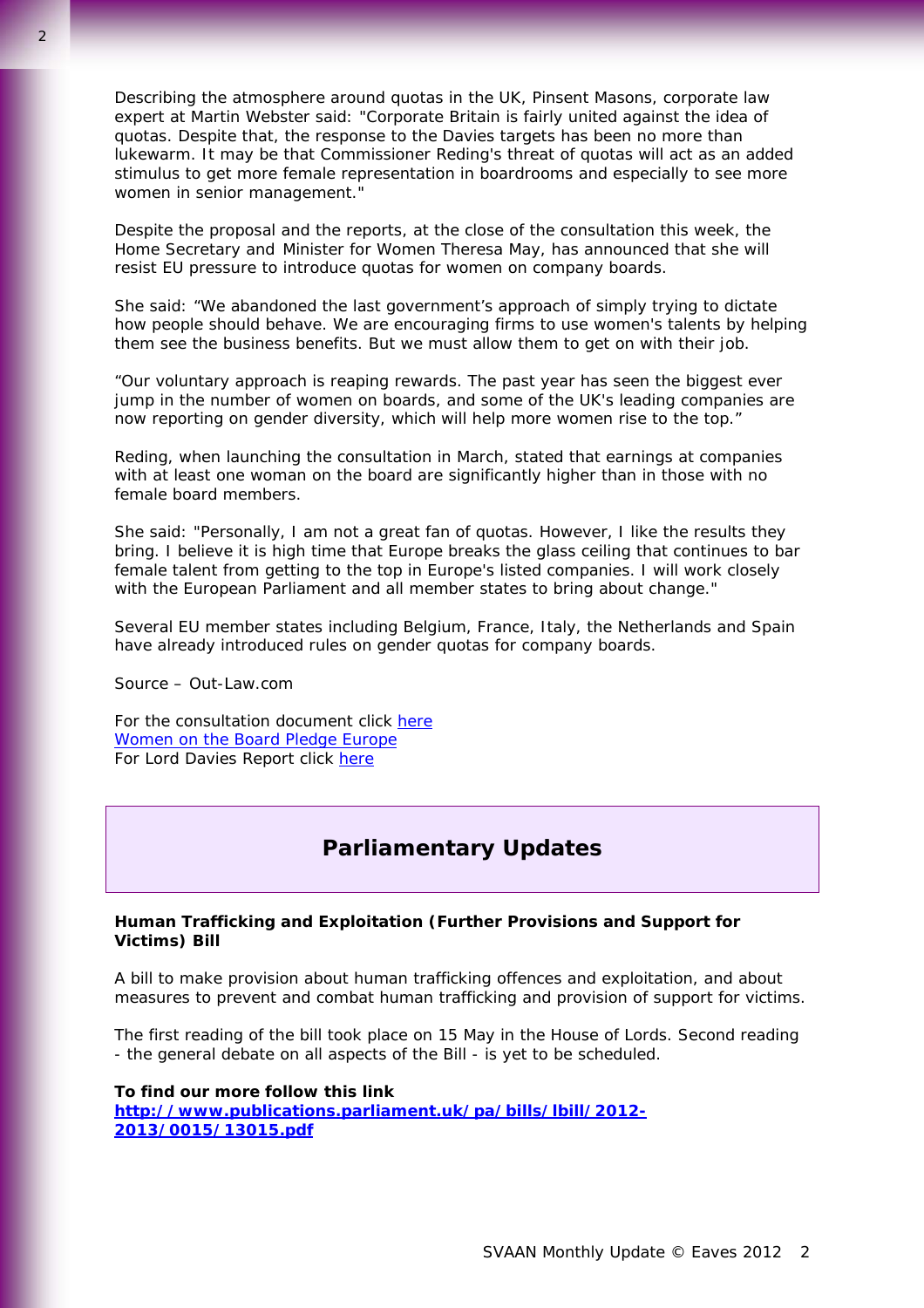Describing the atmosphere around quotas in the UK, Pinsent Masons, corporate law expert at Martin Webster said: "Corporate Britain is fairly united against the idea of quotas. Despite that, the response to the Davies targets has been no more than lukewarm. It may be that Commissioner Reding's threat of quotas will act as an added stimulus to get more female representation in boardrooms and especially to see more women in senior management."

Despite the proposal and the reports, at the close of the consultation this week, the Home Secretary and Minister for Women Theresa May, has announced that she will resist EU pressure to introduce quotas for women on company boards.

She said: “We abandoned the last government’s approach of simply trying to dictate how people should behave. We are encouraging firms to use women's talents by helping them see the business benefits. But we must allow them to get on with their job.

“Our voluntary approach is reaping rewards. The past year has seen the biggest ever jump in the number of women on boards, and some of the UK's leading companies are now reporting on gender diversity, which will help more women rise to the top.”

Reding, when launching the consultation in March, stated that earnings at companies with at least one woman on the board are significantly higher than in those with no female board members.

She said: "Personally, I am not a great fan of quotas. However, I like the results they bring. I believe it is high time that Europe breaks the glass ceiling that continues to bar female talent from getting to the top in Europe's listed companies. I will work closely with the European Parliament and all member states to bring about change."

Several EU member states including Belgium, France, Italy, the Netherlands and Spain have already introduced rules on gender quotas for company boards.

Source – Out-Law.com

For the consultation document click here
Women on the Board Pledge Europe
For Lord Davies Report click here

## Parliamentary Updates

**Human Trafficking and Exploitation (Further Provisions and Support for Victims) Bill**

A bill to make provision about human trafficking offences and exploitation, and about measures to prevent and combat human trafficking and provision of support for victims.

The first reading of the bill took place on 15 May in the House of Lords. Second reading - the general debate on all aspects of the Bill - is yet to be scheduled.

**To find our more follow this link**
**http://www.publications.parliament.uk/pa/bills/lbill/2012-2013/0015/13015.pdf**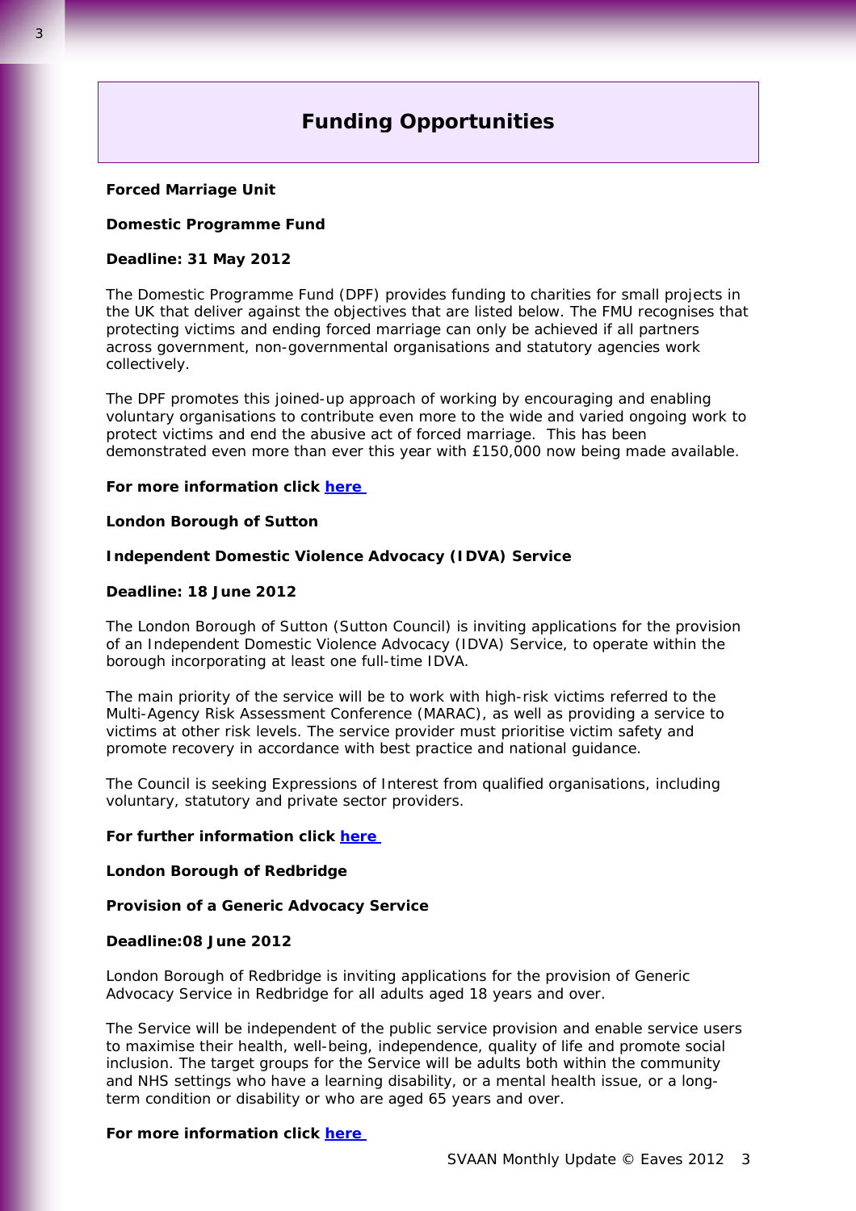# Funding Opportunities

**Forced Marriage Unit**

**Domestic Programme Fund**

**Deadline: 31 May 2012**

The Domestic Programme Fund (DPF) provides funding to charities for small projects in the UK that deliver against the objectives that are listed below. The FMU recognises that protecting victims and ending forced marriage can only be achieved if all partners across government, non-governmental organisations and statutory agencies work collectively.

The DPF promotes this joined-up approach of working by encouraging and enabling voluntary organisations to contribute even more to the wide and varied ongoing work to protect victims and end the abusive act of forced marriage. This has been demonstrated even more than ever this year with £150,000 now being made available.

**For more information click here**

**London Borough of Sutton**

**Independent Domestic Violence Advocacy (IDVA) Service**

**Deadline: 18 June 2012**

The London Borough of Sutton (Sutton Council) is inviting applications for the provision of an Independent Domestic Violence Advocacy (IDVA) Service, to operate within the borough incorporating at least one full-time IDVA.

The main priority of the service will be to work with high-risk victims referred to the Multi-Agency Risk Assessment Conference (MARAC), as well as providing a service to victims at other risk levels. The service provider must prioritise victim safety and promote recovery in accordance with best practice and national guidance.

The Council is seeking Expressions of Interest from qualified organisations, including voluntary, statutory and private sector providers.

**For further information click here**

**London Borough of Redbridge**

**Provision of a Generic Advocacy Service**

**Deadline:08 June 2012**

London Borough of Redbridge is inviting applications for the provision of Generic Advocacy Service in Redbridge for all adults aged 18 years and over.

The Service will be independent of the public service provision and enable service users to maximise their health, well-being, independence, quality of life and promote social inclusion. The target groups for the Service will be adults both within the community and NHS settings who have a learning disability, or a mental health issue, or a long-term condition or disability or who are aged 65 years and over.

**For more information click here**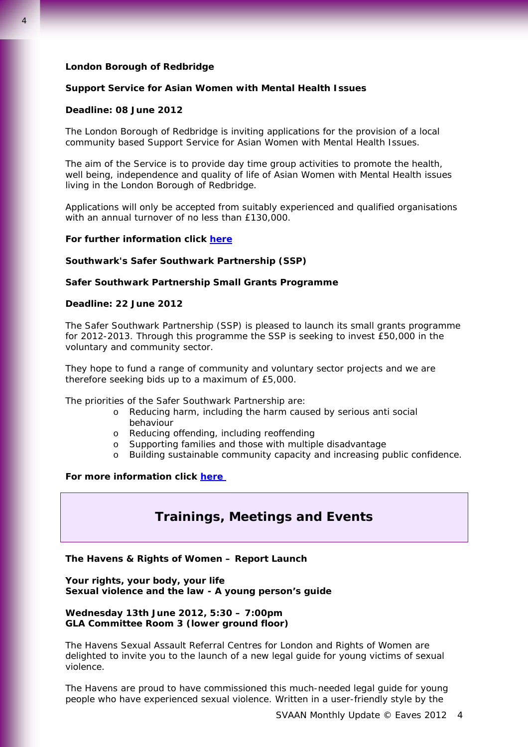**London Borough of Redbridge**

**Support Service for Asian Women with Mental Health Issues**

**Deadline: 08 June 2012**

The London Borough of Redbridge is inviting applications for the provision of a local community based Support Service for Asian Women with Mental Health Issues.

The aim of the Service is to provide day time group activities to promote the health, well being, independence and quality of life of Asian Women with Mental Health issues living in the London Borough of Redbridge.

Applications will only be accepted from suitably experienced and qualified organisations with an annual turnover of no less than £130,000.

**For further information click here**

**Southwark's Safer Southwark Partnership (SSP)**

**Safer Southwark Partnership Small Grants Programme**

**Deadline: 22 June 2012**

The Safer Southwark Partnership (SSP) is pleased to launch its small grants programme for 2012-2013. Through this programme the SSP is seeking to invest £50,000 in the voluntary and community sector.

They hope to fund a range of community and voluntary sector projects and we are therefore seeking bids up to a maximum of £5,000.

The priorities of the Safer Southwark Partnership are:

- Reducing harm, including the harm caused by serious anti social behaviour
- Reducing offending, including reoffending
- Supporting families and those with multiple disadvantage
- Building sustainable community capacity and increasing public confidence.

**For more information click here**

## Trainings, Meetings and Events

**The Havens & Rights of Women – Report Launch**

**Your rights, your body, your life**
**Sexual violence and the law - A young person's guide**

**Wednesday 13th June 2012, 5:30 – 7:00pm**
**GLA Committee Room 3 (lower ground floor)**

The Havens Sexual Assault Referral Centres for London and Rights of Women are delighted to invite you to the launch of a new legal guide for young victims of sexual violence.

The Havens are proud to have commissioned this much-needed legal guide for young people who have experienced sexual violence. Written in a user-friendly style by the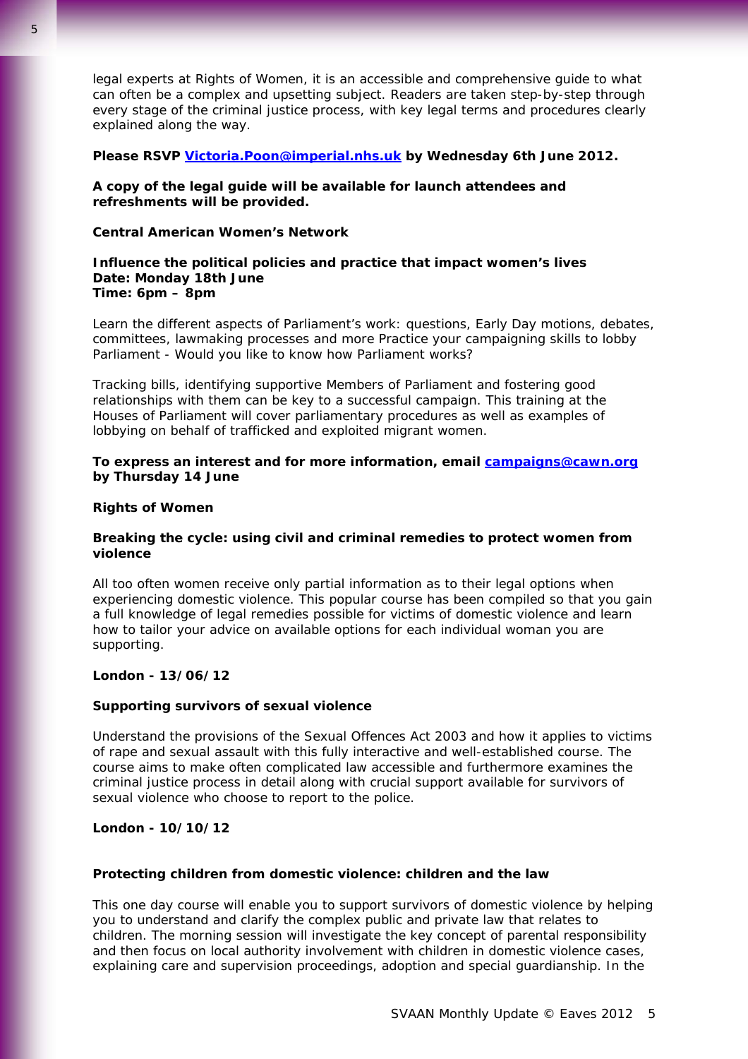legal experts at Rights of Women, it is an accessible and comprehensive guide to what can often be a complex and upsetting subject. Readers are taken step-by-step through every stage of the criminal justice process, with key legal terms and procedures clearly explained along the way.

**Please RSVP [Victoria.Poon@imperial.nhs.uk](mailto:Victoria.Poon@imperial.nhs.uk) by Wednesday 6th June 2012.**

**A copy of the legal guide will be available for launch attendees and refreshments will be provided.**

**Central American Women's Network**

**Influence the political policies and practice that impact women's lives**
**Date: Monday 18th June**
**Time: 6pm – 8pm**

Learn the different aspects of Parliament's work: questions, Early Day motions, debates, committees, lawmaking processes and more Practice your campaigning skills to lobby Parliament - Would you like to know how Parliament works?

Tracking bills, identifying supportive Members of Parliament and fostering good relationships with them can be key to a successful campaign. This training at the Houses of Parliament will cover parliamentary procedures as well as examples of lobbying on behalf of trafficked and exploited migrant women.

**To express an interest and for more information, email [campaigns@cawn.org](mailto:campaigns@cawn.org) by Thursday 14 June**

**Rights of Women**

**Breaking the cycle: using civil and criminal remedies to protect women from violence**

All too often women receive only partial information as to their legal options when experiencing domestic violence. This popular course has been compiled so that you gain a full knowledge of legal remedies possible for victims of domestic violence and learn how to tailor your advice on available options for each individual woman you are supporting.

**London - 13/06/12**

**Supporting survivors of sexual violence**

Understand the provisions of the Sexual Offences Act 2003 and how it applies to victims of rape and sexual assault with this fully interactive and well-established course. The course aims to make often complicated law accessible and furthermore examines the criminal justice process in detail along with crucial support available for survivors of sexual violence who choose to report to the police.

**London - 10/10/12**

**Protecting children from domestic violence: children and the law**

This one day course will enable you to support survivors of domestic violence by helping you to understand and clarify the complex public and private law that relates to children. The morning session will investigate the key concept of parental responsibility and then focus on local authority involvement with children in domestic violence cases, explaining care and supervision proceedings, adoption and special guardianship. In the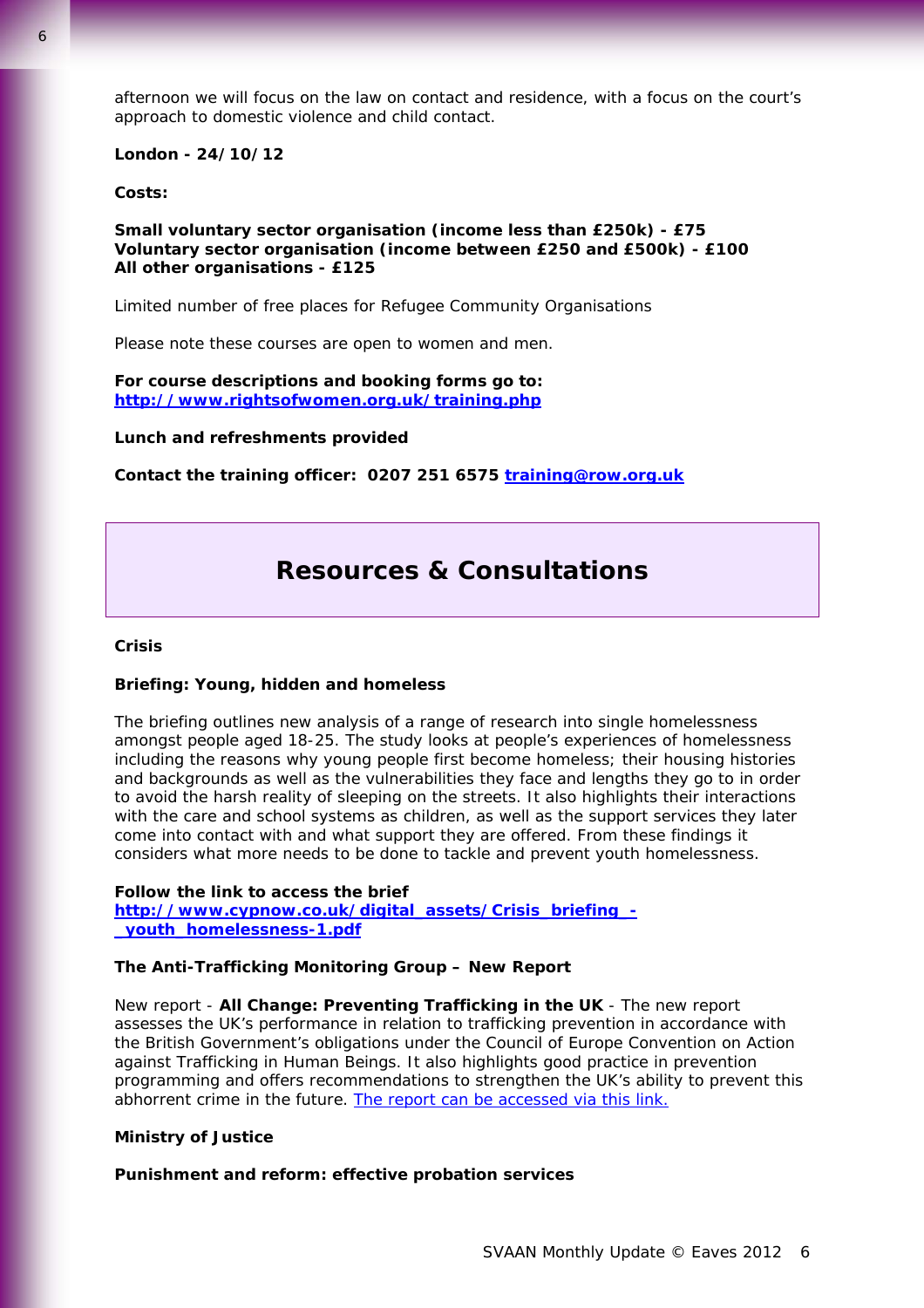afternoon we will focus on the law on contact and residence, with a focus on the court's approach to domestic violence and child contact.

**London - 24/10/12**

**Costs:**

**Small voluntary sector organisation (income less than £250k) - £75**
**Voluntary sector organisation (income between £250 and £500k) - £100**
**All other organisations - £125**

Limited number of free places for Refugee Community Organisations

Please note these courses are open to women and men.

**For course descriptions and booking forms go to:**
**http://www.rightsofwomen.org.uk/training.php**

**Lunch and refreshments provided**

**Contact the training officer: 0207 251 6575 training@row.org.uk**

## Resources & Consultations

**Crisis**

**Briefing: Young, hidden and homeless**

The briefing outlines new analysis of a range of research into single homelessness amongst people aged 18-25. The study looks at people's experiences of homelessness including the reasons why young people first become homeless; their housing histories and backgrounds as well as the vulnerabilities they face and lengths they go to in order to avoid the harsh reality of sleeping on the streets. It also highlights their interactions with the care and school systems as children, as well as the support services they later come into contact with and what support they are offered. From these findings it considers what more needs to be done to tackle and prevent youth homelessness.

**Follow the link to access the brief**
**http://www.cypnow.co.uk/digital_assets/Crisis_briefing_-_youth_homelessness-1.pdf**

**The Anti-Trafficking Monitoring Group – New Report**

New report - **All Change: Preventing Trafficking in the UK** - The new report assesses the UK's performance in relation to trafficking prevention in accordance with the British Government's obligations under the Council of Europe Convention on Action against Trafficking in Human Beings. It also highlights good practice in prevention programming and offers recommendations to strengthen the UK's ability to prevent this abhorrent crime in the future. The report can be accessed via this link.

**Ministry of Justice**

**Punishment and reform: effective probation services**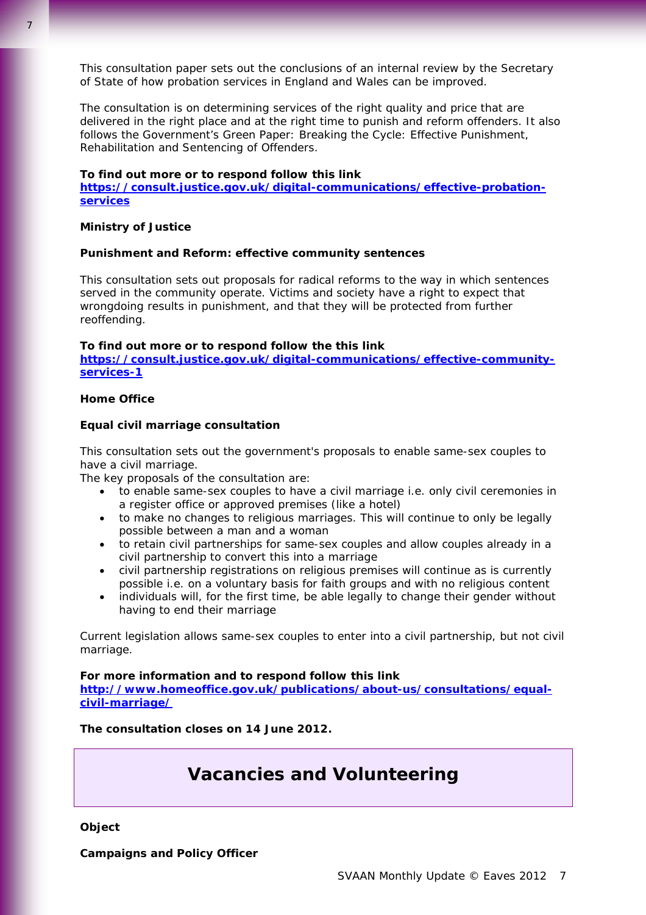This consultation paper sets out the conclusions of an internal review by the Secretary of State of how probation services in England and Wales can be improved.

The consultation is on determining services of the right quality and price that are delivered in the right place and at the right time to punish and reform offenders. It also follows the Government's Green Paper: Breaking the Cycle: Effective Punishment, Rehabilitation and Sentencing of Offenders.

**To find out more or to respond follow this link**
**[https://consult.justice.gov.uk/digital-communications/effective-probation-services](https://consult.justice.gov.uk/digital-communications/effective-probation-services)**

**Ministry of Justice**

**Punishment and Reform: effective community sentences**

This consultation sets out proposals for radical reforms to the way in which sentences served in the community operate. Victims and society have a right to expect that wrongdoing results in punishment, and that they will be protected from further reoffending.

**To find out more or to respond follow the this link**
**[https://consult.justice.gov.uk/digital-communications/effective-community-services-1](https://consult.justice.gov.uk/digital-communications/effective-community-services-1)**

**Home Office**

**Equal civil marriage consultation**

This consultation sets out the government's proposals to enable same-sex couples to have a civil marriage.
The key proposals of the consultation are:

- to enable same-sex couples to have a civil marriage i.e. only civil ceremonies in a register office or approved premises (like a hotel)
- to make no changes to religious marriages. This will continue to only be legally possible between a man and a woman
- to retain civil partnerships for same-sex couples and allow couples already in a civil partnership to convert this into a marriage
- civil partnership registrations on religious premises will continue as is currently possible i.e. on a voluntary basis for faith groups and with no religious content
- individuals will, for the first time, be able legally to change their gender without having to end their marriage

Current legislation allows same-sex couples to enter into a civil partnership, but not civil marriage.

**For more information and to respond follow this link**
**[http://www.homeoffice.gov.uk/publications/about-us/consultations/equal-civil-marriage/](http://www.homeoffice.gov.uk/publications/about-us/consultations/equal-civil-marriage/)**

**The consultation closes on 14 June 2012.**

# Vacancies and Volunteering

**Object**

**Campaigns and Policy Officer**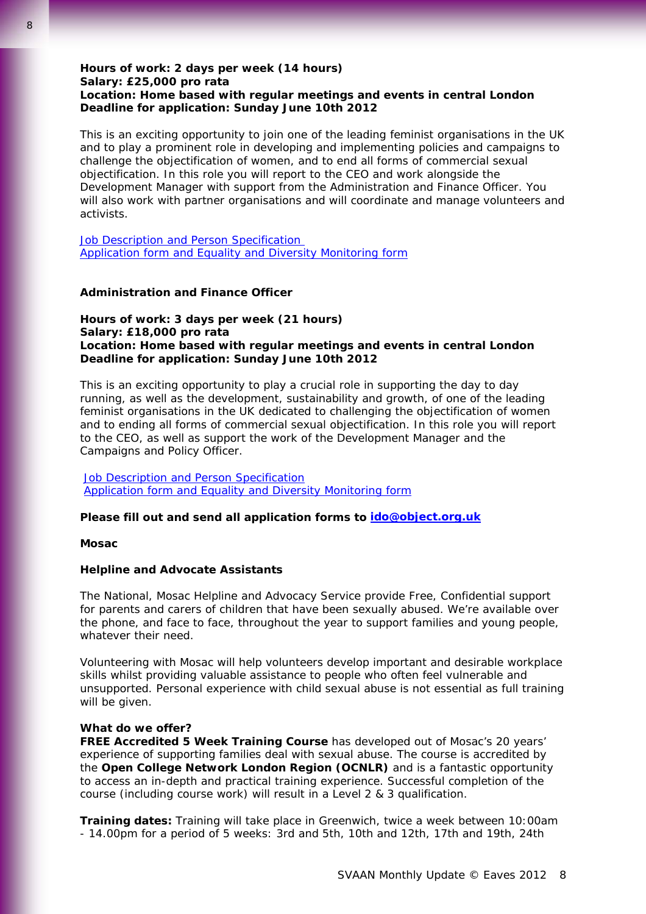**Hours of work: 2 days per week (14 hours)**
**Salary: £25,000 pro rata**
**Location: Home based with regular meetings and events in central London**
**Deadline for application: Sunday June 10th 2012**

This is an exciting opportunity to join one of the leading feminist organisations in the UK and to play a prominent role in developing and implementing policies and campaigns to challenge the objectification of women, and to end all forms of commercial sexual objectification. In this role you will report to the CEO and work alongside the Development Manager with support from the Administration and Finance Officer. You will also work with partner organisations and will coordinate and manage volunteers and activists.

Job Description and Person Specification
Application form and Equality and Diversity Monitoring form

**Administration and Finance Officer**

**Hours of work: 3 days per week (21 hours)**
**Salary: £18,000 pro rata**
**Location: Home based with regular meetings and events in central London**
**Deadline for application: Sunday June 10th 2012**

This is an exciting opportunity to play a crucial role in supporting the day to day running, as well as the development, sustainability and growth, of one of the leading feminist organisations in the UK dedicated to challenging the objectification of women and to ending all forms of commercial sexual objectification. In this role you will report to the CEO, as well as support the work of the Development Manager and the Campaigns and Policy Officer.

Job Description and Person Specification
Application form and Equality and Diversity Monitoring form

**Please fill out and send all application forms to ido@object.org.uk**

**Mosac**

**Helpline and Advocate Assistants**

The National, Mosac Helpline and Advocacy Service provide Free, Confidential support for parents and carers of children that have been sexually abused. We're available over the phone, and face to face, throughout the year to support families and young people, whatever their need.

Volunteering with Mosac will help volunteers develop important and desirable workplace skills whilst providing valuable assistance to people who often feel vulnerable and unsupported. Personal experience with child sexual abuse is not essential as full training will be given.

**What do we offer?**
**FREE Accredited 5 Week Training Course** has developed out of Mosac's 20 years' experience of supporting families deal with sexual abuse. The course is accredited by the **Open College Network London Region (OCNLR)** and is a fantastic opportunity to access an in-depth and practical training experience. Successful completion of the course (including course work) will result in a Level 2 & 3 qualification.

**Training dates:** Training will take place in Greenwich, twice a week between 10:00am - 14.00pm for a period of 5 weeks: 3rd and 5th, 10th and 12th, 17th and 19th, 24th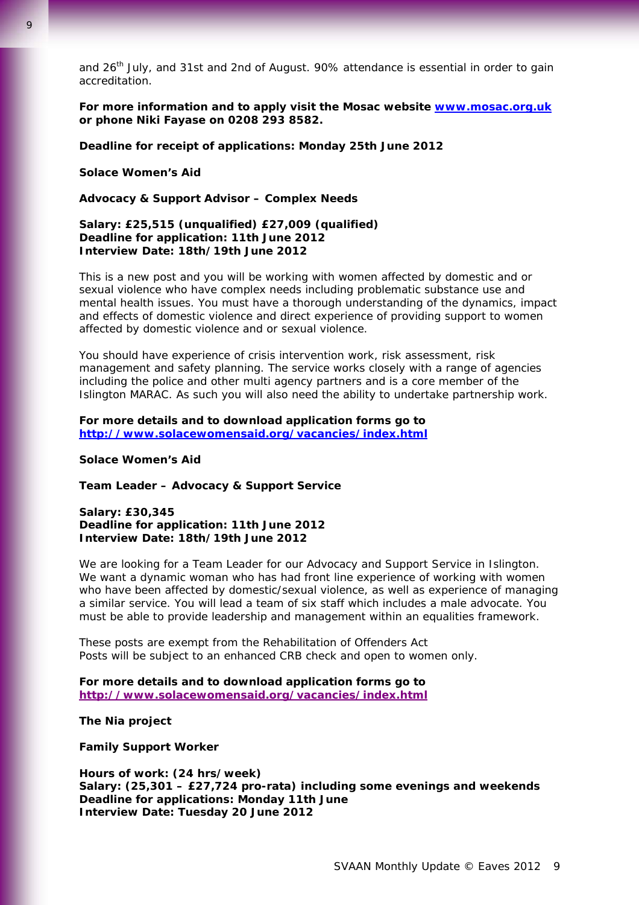and 26th July, and 31st and 2nd of August. 90% attendance is essential in order to gain accreditation.

**For more information and to apply visit the Mosac website [www.mosac.org.uk](http://www.mosac.org.uk) or phone Niki Fayase on 0208 293 8582.**

**Deadline for receipt of applications: Monday 25th June 2012**

**Solace Women's Aid**

**Advocacy & Support Advisor – Complex Needs**

**Salary: £25,515 (unqualified) £27,009 (qualified)**
**Deadline for application: 11th June 2012**
**Interview Date: 18th/19th June 2012**

This is a new post and you will be working with women affected by domestic and or sexual violence who have complex needs including problematic substance use and mental health issues. You must have a thorough understanding of the dynamics, impact and effects of domestic violence and direct experience of providing support to women affected by domestic violence and or sexual violence.

You should have experience of crisis intervention work, risk assessment, risk management and safety planning. The service works closely with a range of agencies including the police and other multi agency partners and is a core member of the Islington MARAC. As such you will also need the ability to undertake partnership work.

**For more details and to download application forms go to [http://www.solacewomensaid.org/vacancies/index.html](http://www.solacewomensaid.org/vacancies/index.html)**

**Solace Women's Aid**

**Team Leader – Advocacy & Support Service**

**Salary: £30,345**
**Deadline for application: 11th June 2012**
**Interview Date: 18th/19th June 2012**

We are looking for a Team Leader for our Advocacy and Support Service in Islington. We want a dynamic woman who has had front line experience of working with women who have been affected by domestic/sexual violence, as well as experience of managing a similar service. You will lead a team of six staff which includes a male advocate. You must be able to provide leadership and management within an equalities framework.

These posts are exempt from the Rehabilitation of Offenders Act
Posts will be subject to an enhanced CRB check and open to women only.

**For more details and to download application forms go to [http://www.solacewomensaid.org/vacancies/index.html](http://www.solacewomensaid.org/vacancies/index.html)**

**The Nia project**

**Family Support Worker**

**Hours of work: (24 hrs/week)**
**Salary: (25,301 – £27,724 pro-rata) including some evenings and weekends**
**Deadline for applications: Monday 11th June**
**Interview Date: Tuesday 20 June 2012**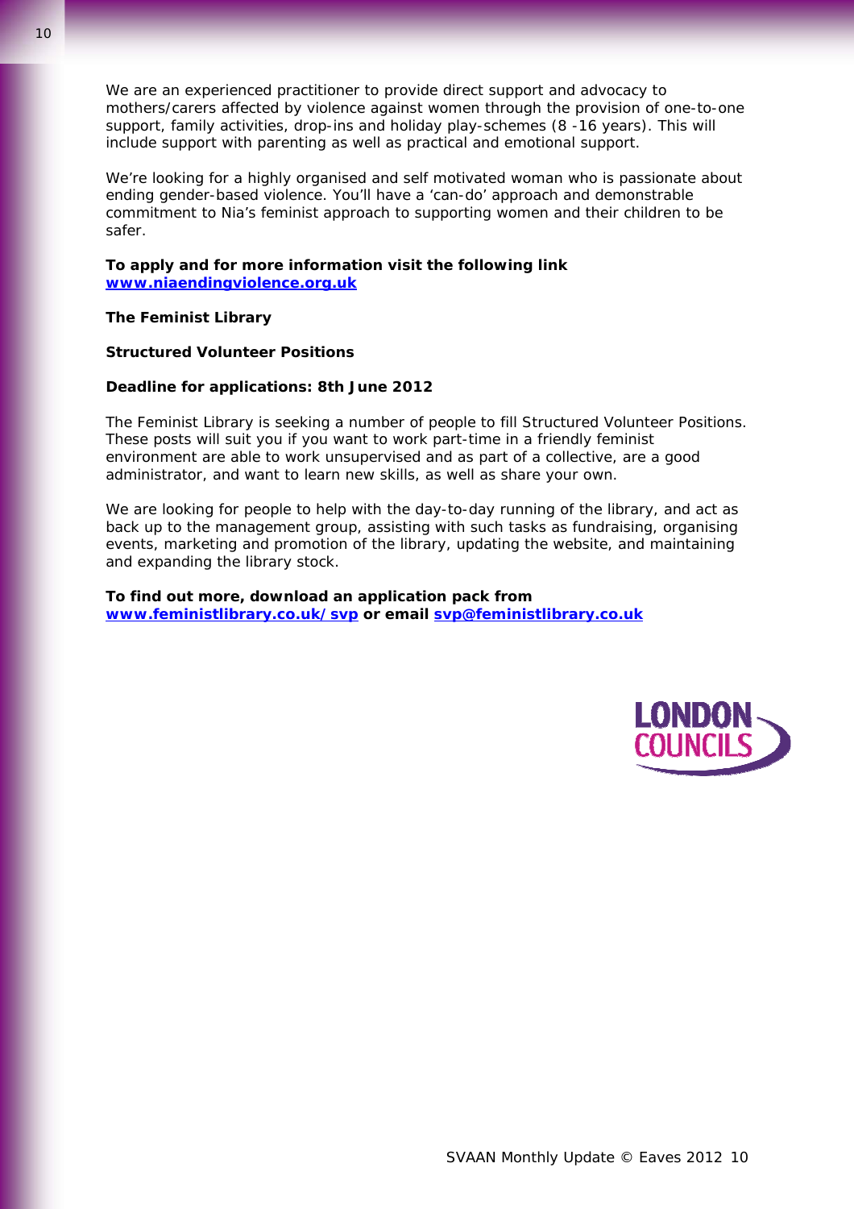We are an experienced practitioner to provide direct support and advocacy to mothers/carers affected by violence against women through the provision of one-to-one support, family activities, drop-ins and holiday play-schemes (8 -16 years). This will include support with parenting as well as practical and emotional support.

We're looking for a highly organised and self motivated woman who is passionate about ending gender-based violence. You'll have a 'can-do' approach and demonstrable commitment to Nia's feminist approach to supporting women and their children to be safer.

**To apply and for more information visit the following link [www.niaendingviolence.org.uk](http://www.niaendingviolence.org.uk)**

**The Feminist Library**

**Structured Volunteer Positions**

**Deadline for applications: 8th June 2012**

The Feminist Library is seeking a number of people to fill Structured Volunteer Positions. These posts will suit you if you want to work part-time in a friendly feminist environment are able to work unsupervised and as part of a collective, are a good administrator, and want to learn new skills, as well as share your own.

We are looking for people to help with the day-to-day running of the library, and act as back up to the management group, assisting with such tasks as fundraising, organising events, marketing and promotion of the library, updating the website, and maintaining and expanding the library stock.

**To find out more, download an application pack from [www.feministlibrary.co.uk/svp](http://www.feministlibrary.co.uk/svp) or email [svp@feministlibrary.co.uk](mailto:svp@feministlibrary.co.uk)**

LONDON COUNCILS